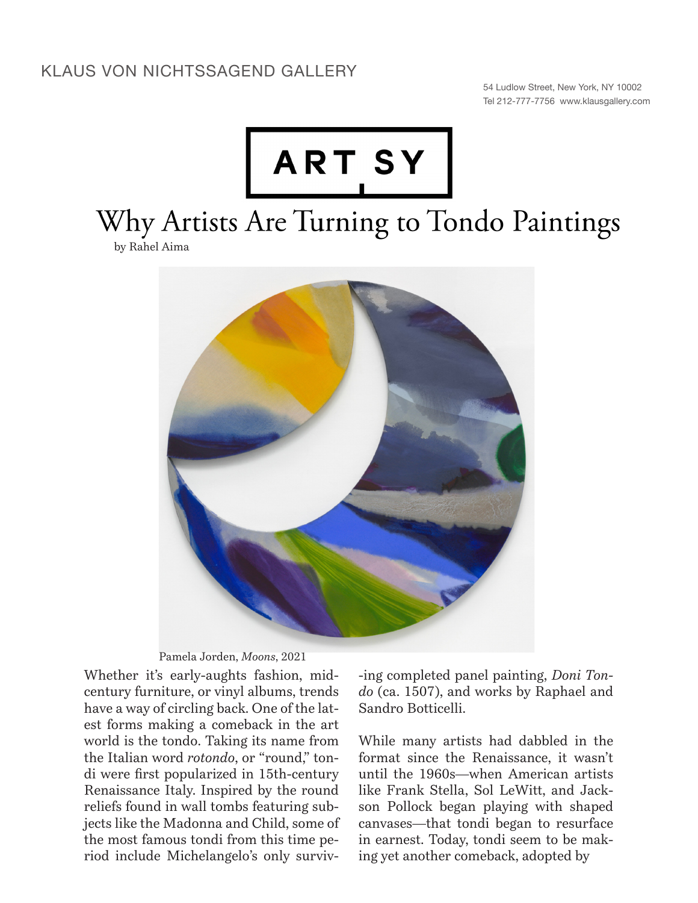KLAUS VON NICHTSSAGEND GALLERY

54 Ludlow Street, New York, NY 10002
Tel 212-777-7756 www.klausgallery.com

ARTSY

# Why Artists Are Turning to Tondo Paintings

by Rahel Aima

Pamela Jorden, *Moons*, 2021

Whether it's early-aughts fashion, midcentury furniture, or vinyl albums, trends have a way of circling back. One of the latest forms making a comeback in the art world is the tondo. Taking its name from the Italian word *rotondo*, or "round," tondi were first popularized in 15th-century Renaissance Italy. Inspired by the round reliefs found in wall tombs featuring subjects like the Madonna and Child, some of the most famous tondi from this time period include Michelangelo's only surviving completed panel painting, *Doni Tondo* (ca. 1507), and works by Raphael and Sandro Botticelli.

While many artists had dabbled in the format since the Renaissance, it wasn't until the 1960s—when American artists like Frank Stella, Sol LeWitt, and Jackson Pollock began playing with shaped canvases—that tondi began to resurface in earnest. Today, tondi seem to be making yet another comeback, adopted by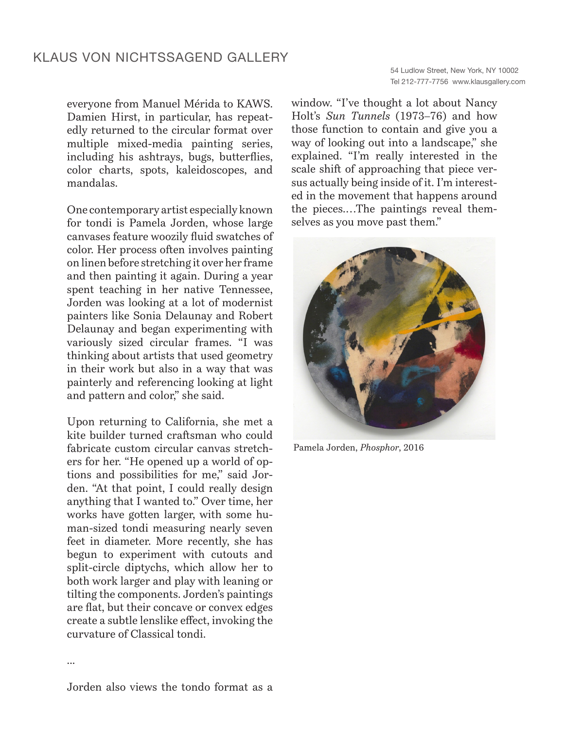everyone from Manuel Mérida to KAWS. Damien Hirst, in particular, has repeatedly returned to the circular format over multiple mixed-media painting series, including his ashtrays, bugs, butterflies, color charts, spots, kaleidoscopes, and mandalas.

One contemporary artist especially known for tondi is Pamela Jorden, whose large canvases feature woozily fluid swatches of color. Her process often involves painting on linen before stretching it over her frame and then painting it again. During a year spent teaching in her native Tennessee, Jorden was looking at a lot of modernist painters like Sonia Delaunay and Robert Delaunay and began experimenting with variously sized circular frames. "I was thinking about artists that used geometry in their work but also in a way that was painterly and referencing looking at light and pattern and color," she said.

Upon returning to California, she met a kite builder turned craftsman who could fabricate custom circular canvas stretchers for her. "He opened up a world of options and possibilities for me," said Jorden. "At that point, I could really design anything that I wanted to." Over time, her works have gotten larger, with some human-sized tondi measuring nearly seven feet in diameter. More recently, she has begun to experiment with cutouts and split-circle diptychs, which allow her to both work larger and play with leaning or tilting the components. Jorden's paintings are flat, but their concave or convex edges create a subtle lenslike effect, invoking the curvature of Classical tondi.

...

Jorden also views the tondo format as a window. "I've thought a lot about Nancy Holt's *Sun Tunnels* (1973–76) and how those function to contain and give you a way of looking out into a landscape," she explained. "I'm really interested in the scale shift of approaching that piece versus actually being inside of it. I'm interested in the movement that happens around the pieces.…The paintings reveal themselves as you move past them."

Pamela Jorden, *Phosphor*, 2016